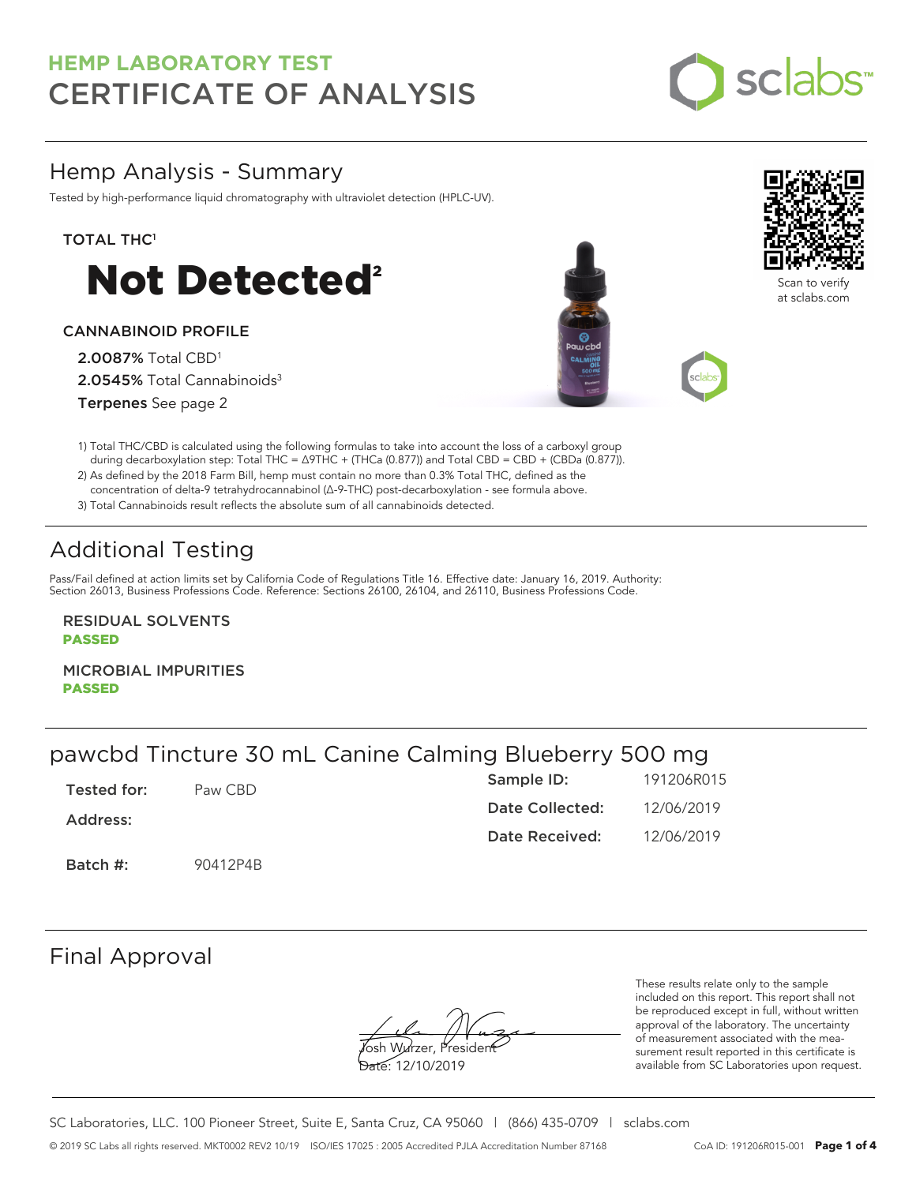# HEMP LABORATORY TEST
# CERTIFICATE OF ANALYSIS

## Hemp Analysis - Summary

Tested by high-performance liquid chromatography with ultraviolet detection (HPLC-UV).

**TOTAL THC[1]**

# Not Detected[2]

**CANNABINOID PROFILE**

**2.0087%** Total CBD[1]

**2.0545%** Total Cannabinoids[3]

**Terpenes** See page 2

Scan to verify at sclabs.com

1) Total THC/CBD is calculated using the following formulas to take into account the loss of a carboxyl group during decarboxylation step: Total THC = Δ9THC + (THCa (0.877)) and Total CBD = CBD + (CBDa (0.877)).

2) As defined by the 2018 Farm Bill, hemp must contain no more than 0.3% Total THC, defined as the concentration of delta-9 tetrahydrocannabinol (Δ-9-THC) post-decarboxylation - see formula above.

3) Total Cannabinoids result reflects the absolute sum of all cannabinoids detected.

## Additional Testing

Pass/Fail defined at action limits set by California Code of Regulations Title 16. Effective date: January 16, 2019. Authority: Section 26013, Business Professions Code. Reference: Sections 26100, 26104, and 26110, Business Professions Code.

**RESIDUAL SOLVENTS**
**PASSED**

**MICROBIAL IMPURITIES**
**PASSED**

## pawcbd Tincture 30 mL Canine Calming Blueberry 500 mg

| | | | |
|---|---|---|---|
| **Tested for:** | Paw CBD | **Sample ID:** | 191206R015 |
| **Address:** | | **Date Collected:** | 12/06/2019 |
| | | **Date Received:** | 12/06/2019 |
| **Batch #:** | 90412P4B | | |

## Final Approval

Josh Wurzer, President
Date: 12/10/2019

These results relate only to the sample included on this report. This report shall not be reproduced except in full, without written approval of the laboratory. The uncertainty of measurement associated with the measurement result reported in this certificate is available from SC Laboratories upon request.

SC Laboratories, LLC. 100 Pioneer Street, Suite E, Santa Cruz, CA 95060 | (866) 435-0709 | sclabs.com

© 2019 SC Labs all rights reserved. MKT0002 REV2 10/19 ISO/IES 17025 : 2005 Accredited PJLA Accreditation Number 87168 CoA ID: 191206R015-001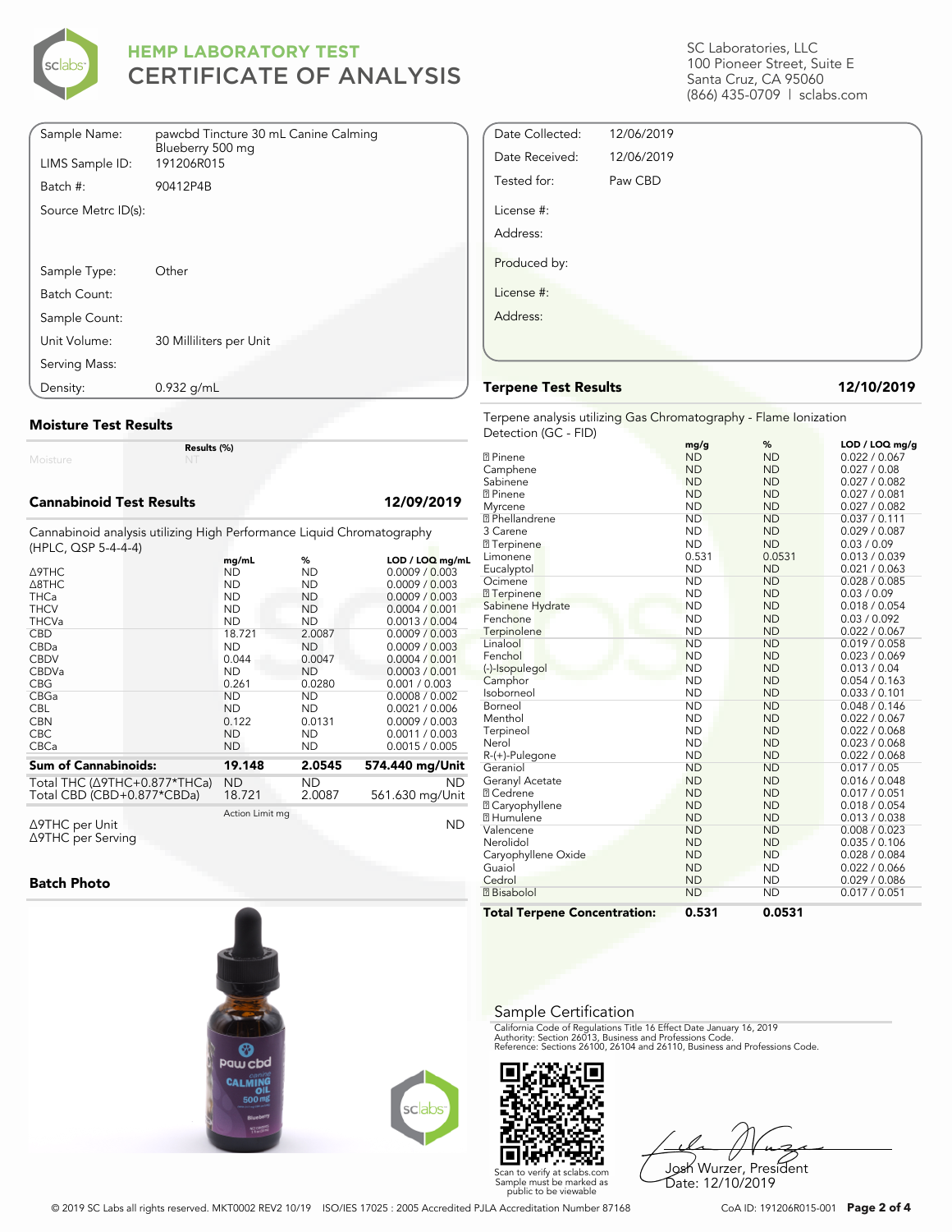# HEMP LABORATORY TEST
# CERTIFICATE OF ANALYSIS

SC Laboratories, LLC
100 Pioneer Street, Suite E
Santa Cruz, CA 95060
(866) 435-0709 | sclabs.com

| | |
|---|---|
| Sample Name: | pawcbd Tincture 30 mL Canine Calming Blueberry 500 mg |
| LIMS Sample ID: | 191206R015 |
| Batch #: | 90412P4B |
| Source Metrc ID(s): | |
| Sample Type: | Other |
| Batch Count: | |
| Sample Count: | |
| Unit Volume: | 30 Milliliters per Unit |
| Serving Mass: | |
| Density: | 0.932 g/mL |

| | |
|---|---|
| Date Collected: | 12/06/2019 |
| Date Received: | 12/06/2019 |
| Tested for: | Paw CBD |
| License #: | |
| Address: | |
| Produced by: | |
| License #: | |
| Address: | |

## Moisture Test Results

| | Results (%) |
|---|---|
| Moisture | NT |

## Cannabinoid Test Results — 12/09/2019

Cannabinoid analysis utilizing High Performance Liquid Chromatography (HPLC, QSP 5-4-4-4)

| | mg/mL | % | LOD / LOQ mg/mL |
|---|---|---|---|
| Δ9THC | ND | ND | 0.0009 / 0.003 |
| Δ8THC | ND | ND | 0.0009 / 0.003 |
| THCa | ND | ND | 0.0009 / 0.003 |
| THCV | ND | ND | 0.0004 / 0.001 |
| THCVa | ND | ND | 0.0013 / 0.004 |
| CBD | 18.721 | 2.0087 | 0.0009 / 0.003 |
| CBDa | ND | ND | 0.0009 / 0.003 |
| CBDV | 0.044 | 0.0047 | 0.0004 / 0.001 |
| CBDVa | ND | ND | 0.0003 / 0.001 |
| CBG | 0.261 | 0.0280 | 0.001 / 0.003 |
| CBGa | ND | ND | 0.0008 / 0.002 |
| CBL | ND | ND | 0.0021 / 0.006 |
| CBN | 0.122 | 0.0131 | 0.0009 / 0.003 |
| CBC | ND | ND | 0.0011 / 0.003 |
| CBCa | ND | ND | 0.0015 / 0.005 |
| **Sum of Cannabinoids:** | **19.148** | **2.0545** | **574.440 mg/Unit** |
| Total THC (Δ9THC+0.877*THCa) | ND | ND | ND |
| Total CBD (CBD+0.877*CBDa) | 18.721 | 2.0087 | 561.630 mg/Unit |

| | Action Limit mg | |
|---|---|---|
| Δ9THC per Unit | | ND |
| Δ9THC per Serving | | |

## Batch Photo

## Terpene Test Results — 12/10/2019

Terpene analysis utilizing Gas Chromatography - Flame Ionization Detection (GC - FID)

| | mg/g | % | LOD / LOQ mg/g |
|---|---|---|---|
| ? Pinene | ND | ND | 0.022 / 0.067 |
| Camphene | ND | ND | 0.027 / 0.08 |
| Sabinene | ND | ND | 0.027 / 0.082 |
| ? Pinene | ND | ND | 0.027 / 0.081 |
| Myrcene | ND | ND | 0.027 / 0.082 |
| ? Phellandrene | ND | ND | 0.037 / 0.111 |
| 3 Carene | ND | ND | 0.029 / 0.087 |
| ? Terpinene | ND | ND | 0.03 / 0.09 |
| Limonene | 0.531 | 0.0531 | 0.013 / 0.039 |
| Eucalyptol | ND | ND | 0.021 / 0.063 |
| Ocimene | ND | ND | 0.028 / 0.085 |
| ? Terpinene | ND | ND | 0.03 / 0.09 |
| Sabinene Hydrate | ND | ND | 0.018 / 0.054 |
| Fenchone | ND | ND | 0.03 / 0.092 |
| Terpinolene | ND | ND | 0.022 / 0.067 |
| Linalool | ND | ND | 0.019 / 0.058 |
| Fenchol | ND | ND | 0.023 / 0.069 |
| (-)-Isopulegol | ND | ND | 0.013 / 0.04 |
| Camphor | ND | ND | 0.054 / 0.163 |
| Isoborneol | ND | ND | 0.033 / 0.101 |
| Borneol | ND | ND | 0.048 / 0.146 |
| Menthol | ND | ND | 0.022 / 0.067 |
| Terpineol | ND | ND | 0.022 / 0.068 |
| Nerol | ND | ND | 0.023 / 0.068 |
| R-(+)-Pulegone | ND | ND | 0.022 / 0.068 |
| Geraniol | ND | ND | 0.017 / 0.05 |
| Geranyl Acetate | ND | ND | 0.016 / 0.048 |
| ? Cedrene | ND | ND | 0.017 / 0.051 |
| ? Caryophyllene | ND | ND | 0.018 / 0.054 |
| ? Humulene | ND | ND | 0.013 / 0.038 |
| Valencene | ND | ND | 0.008 / 0.023 |
| Nerolidol | ND | ND | 0.035 / 0.106 |
| Caryophyllene Oxide | ND | ND | 0.028 / 0.084 |
| Guaiol | ND | ND | 0.022 / 0.066 |
| Cedrol | ND | ND | 0.029 / 0.086 |
| ? Bisabolol | ND | ND | 0.017 / 0.051 |
| **Total Terpene Concentration:** | **0.531** | **0.0531** | |

## Sample Certification

California Code of Regulations Title 16 Effect Date January 16, 2019
Authority: Section 26013, Business and Professions Code.
Reference: Sections 26100, 26104 and 26110, Business and Professions Code.

Scan to verify at sclabs.com
Sample must be marked as public to be viewable

Josh Wurzer, President
Date: 12/10/2019

© 2019 SC Labs all rights reserved. MKT0002 REV2 10/19 ISO/IES 17025 : 2005 Accredited PJLA Accreditation Number 87168

CoA ID: 191206R015-001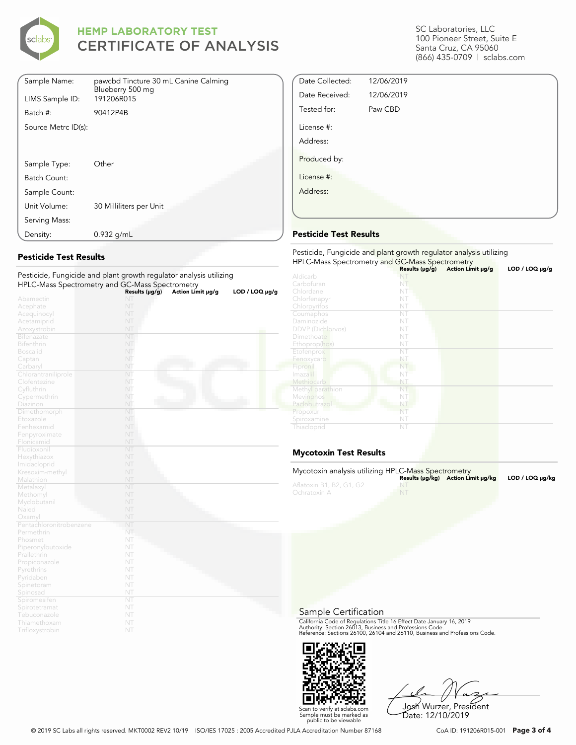# HEMP LABORATORY TEST
# CERTIFICATE OF ANALYSIS

SC Laboratories, LLC
100 Pioneer Street, Suite E
Santa Cruz, CA 95060
(866) 435-0709 | sclabs.com

| | |
|---|---|
| Sample Name: | pawcbd Tincture 30 mL Canine Calming Blueberry 500 mg |
| LIMS Sample ID: | 191206R015 |
| Batch #: | 90412P4B |
| Source Metrc ID(s): | |
| Sample Type: | Other |
| Batch Count: | |
| Sample Count: | |
| Unit Volume: | 30 Milliliters per Unit |
| Serving Mass: | |
| Density: | 0.932 g/mL |

| | |
|---|---|
| Date Collected: | 12/06/2019 |
| Date Received: | 12/06/2019 |
| Tested for: | Paw CBD |
| License #: | |
| Address: | |
| Produced by: | |
| License #: | |
| Address: | |

## Pesticide Test Results

Pesticide, Fungicide and plant growth regulator analysis utilizing HPLC-Mass Spectrometry and GC-Mass Spectrometry

| | Results (μg/g) | Action Limit μg/g | LOD / LOQ μg/g |
|---|---|---|---|
| Abamectin | NT | | |
| Acephate | NT | | |
| Acequinocyl | NT | | |
| Acetamiprid | NT | | |
| Azoxystrobin | NT | | |
| Bifenazate | NT | | |
| Bifenthrin | NT | | |
| Boscalid | NT | | |
| Captan | NT | | |
| Carbaryl | NT | | |
| Chlorantraniliprole | NT | | |
| Clofentezine | NT | | |
| Cyfluthrin | NT | | |
| Cypermethrin | NT | | |
| Diazinon | NT | | |
| Dimethomorph | NT | | |
| Etoxazole | NT | | |
| Fenhexamid | NT | | |
| Fenpyroximate | NT | | |
| Flonicamid | NT | | |
| Fludioxonil | NT | | |
| Hexythiazox | NT | | |
| Imidacloprid | NT | | |
| Kresoxim-methyl | NT | | |
| Malathion | NT | | |
| Metalaxyl | NT | | |
| Methomyl | NT | | |
| Myclobutanil | NT | | |
| Naled | NT | | |
| Oxamyl | NT | | |
| Pentachloronitrobenzene | NT | | |
| Permethrin | NT | | |
| Phosmet | NT | | |
| Piperonylbutoxide | NT | | |
| Prallethrin | NT | | |
| Propiconazole | NT | | |
| Pyrethrins | NT | | |
| Pyridaben | NT | | |
| Spinetoram | NT | | |
| Spinosad | NT | | |
| Spiromesifen | NT | | |
| Spirotetramat | NT | | |
| Tebuconazole | NT | | |
| Thiamethoxam | NT | | |
| Trifloxystrobin | NT | | |

## Pesticide Test Results

Pesticide, Fungicide and plant growth regulator analysis utilizing HPLC-Mass Spectrometry and GC-Mass Spectrometry

| | Results (μg/g) | Action Limit μg/g | LOD / LOQ μg/g |
|---|---|---|---|
| Aldicarb | NT | | |
| Carbofuran | NT | | |
| Chlordane | NT | | |
| Chlorfenapyr | NT | | |
| Chlorpyrifos | NT | | |
| Coumaphos | NT | | |
| Daminozide | NT | | |
| DDVP (Dichlorvos) | NT | | |
| Dimethoate | NT | | |
| Ethoprop(hos) | NT | | |
| Etofenprox | NT | | |
| Fenoxycarb | NT | | |
| Fipronil | NT | | |
| Imazalil | NT | | |
| Methiocarb | NT | | |
| Methyl parathion | NT | | |
| Mevinphos | NT | | |
| Paclobutrazol | NT | | |
| Propoxur | NT | | |
| Spiroxamine | NT | | |
| Thiacloprid | NT | | |

## Mycotoxin Test Results

Mycotoxin analysis utilizing HPLC-Mass Spectrometry

| | Results (μg/kg) | Action Limit μg/kg | LOD / LOQ μg/kg |
|---|---|---|---|
| Aflatoxin B1, B2, G1, G2 | NT | | |
| Ochratoxin A | NT | | |

## Sample Certification

California Code of Regulations Title 16 Effect Date January 16, 2019
Authority: Section 26013, Business and Professions Code.
Reference: Sections 26100, 26104 and 26110, Business and Professions Code.

Scan to verify at sclabs.com
Sample must be marked as public to be viewable

Josh Wurzer, President
Date: 12/10/2019

© 2019 SC Labs all rights reserved. MKT0002 REV2 10/19 ISO/IES 17025 : 2005 Accredited PJLA Accreditation Number 87168

CoA ID: 191206R015-001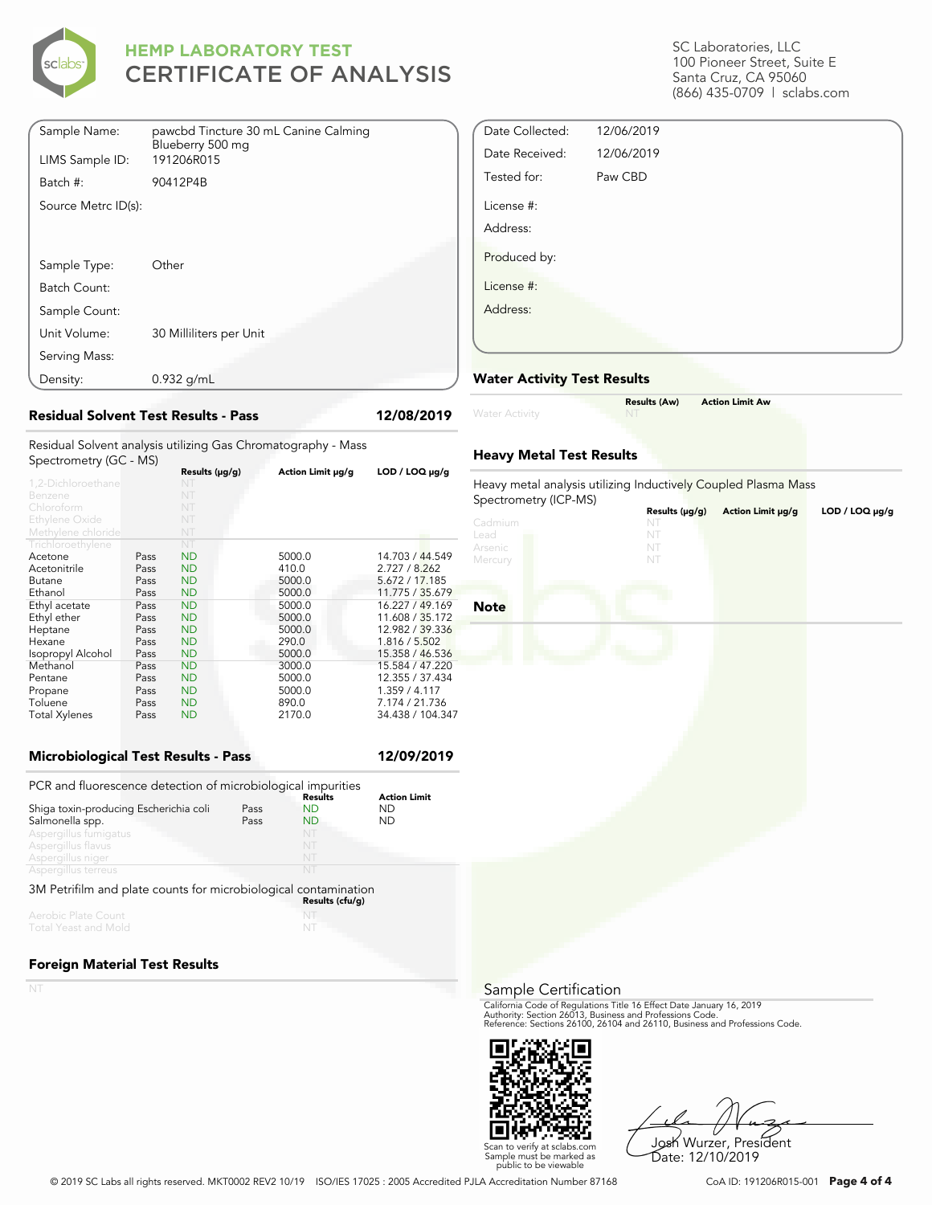# HEMP LABORATORY TEST
# CERTIFICATE OF ANALYSIS

SC Laboratories, LLC
100 Pioneer Street, Suite E
Santa Cruz, CA 95060
(866) 435-0709 | sclabs.com

| | |
|---|---|
| Sample Name: | pawcbd Tincture 30 mL Canine Calming Blueberry 500 mg |
| LIMS Sample ID: | 191206R015 |
| Batch #: | 90412P4B |
| Source Metrc ID(s): | |
| Sample Type: | Other |
| Batch Count: | |
| Sample Count: | |
| Unit Volume: | 30 Milliliters per Unit |
| Serving Mass: | |
| Density: | 0.932 g/mL |

| | |
|---|---|
| Date Collected: | 12/06/2019 |
| Date Received: | 12/06/2019 |
| Tested for: | Paw CBD |
| License #: | |
| Address: | |
| Produced by: | |
| License #: | |
| Address: | |

## Residual Solvent Test Results - Pass — 12/08/2019

Residual Solvent analysis utilizing Gas Chromatography - Mass Spectrometry (GC - MS)

| | | Results (µg/g) | Action Limit µg/g | LOD / LOQ µg/g |
|---|---|---|---|---|
| 1,2-Dichloroethane | | NT | | |
| Benzene | | NT | | |
| Chloroform | | NT | | |
| Ethylene Oxide | | NT | | |
| Methylene chloride | | NT | | |
| Trichloroethylene | | NT | | |
| Acetone | Pass | ND | 5000.0 | 14.703 / 44.549 |
| Acetonitrile | Pass | ND | 410.0 | 2.727 / 8.262 |
| Butane | Pass | ND | 5000.0 | 5.672 / 17.185 |
| Ethanol | Pass | ND | 5000.0 | 11.775 / 35.679 |
| Ethyl acetate | Pass | ND | 5000.0 | 16.227 / 49.169 |
| Ethyl ether | Pass | ND | 5000.0 | 11.608 / 35.172 |
| Heptane | Pass | ND | 5000.0 | 12.982 / 39.336 |
| Hexane | Pass | ND | 290.0 | 1.816 / 5.502 |
| Isopropyl Alcohol | Pass | ND | 5000.0 | 15.358 / 46.536 |
| Methanol | Pass | ND | 3000.0 | 15.584 / 47.220 |
| Pentane | Pass | ND | 5000.0 | 12.355 / 37.434 |
| Propane | Pass | ND | 5000.0 | 1.359 / 4.117 |
| Toluene | Pass | ND | 890.0 | 7.174 / 21.736 |
| Total Xylenes | Pass | ND | 2170.0 | 34.438 / 104.347 |

## Microbiological Test Results - Pass — 12/09/2019

PCR and fluorescence detection of microbiological impurities

| | | Results | Action Limit |
|---|---|---|---|
| Shiga toxin-producing Escherichia coli | Pass | ND | ND |
| Salmonella spp. | Pass | ND | ND |
| Aspergillus fumigatus | | NT | |
| Aspergillus flavus | | NT | |
| Aspergillus niger | | NT | |
| Aspergillus terreus | | NT | |

3M Petrifilm and plate counts for microbiological contamination

| | Results (cfu/g) |
|---|---|
| Aerobic Plate Count | NT |
| Total Yeast and Mold | NT |

## Foreign Material Test Results

NT

## Water Activity Test Results

| | Results (Aw) | Action Limit Aw |
|---|---|---|
| Water Activity | NT | |

## Heavy Metal Test Results

Heavy metal analysis utilizing Inductively Coupled Plasma Mass Spectrometry (ICP-MS)

| | Results (µg/g) | Action Limit µg/g | LOD / LOQ µg/g |
|---|---|---|---|
| Cadmium | NT | | |
| Lead | NT | | |
| Arsenic | NT | | |
| Mercury | NT | | |

## Note

## Sample Certification

California Code of Regulations Title 16 Effect Date January 16, 2019
Authority: Section 26013, Business and Professions Code.
Reference: Sections 26100, 26104 and 26110, Business and Professions Code.

Scan to verify at sclabs.com
Sample must be marked as public to be viewable

Josh Wurzer, President
Date: 12/10/2019

© 2019 SC Labs all rights reserved. MKT0002 REV2 10/19 ISO/IES 17025 : 2005 Accredited PJLA Accreditation Number 87168

CoA ID: 191206R015-001